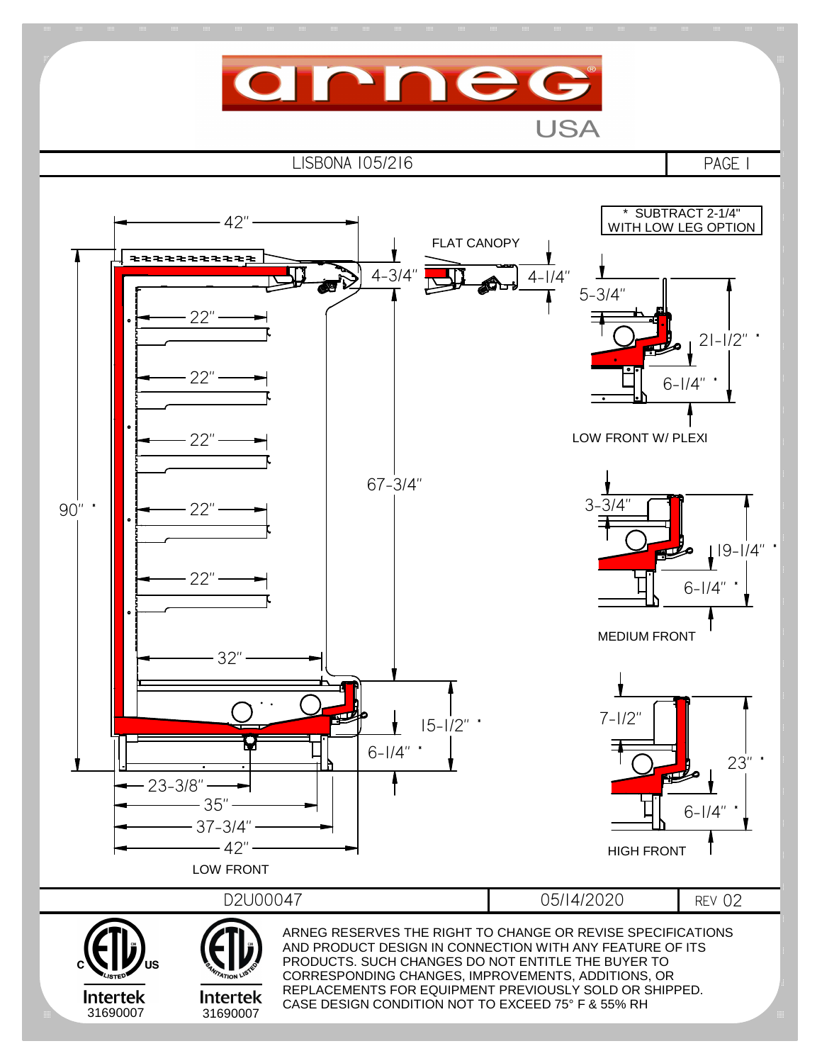# arneg USA

LISBONA 105/216 | PAGE 1

\* SUBTRACT 2-1/4" WITH LOW LEG OPTION

FLAT CANOPY

42"

4-3/4"

4-1/4"

22"

22"

22"

22"

22"

90" \*

67-3/4"

32"

15-1/2" \*

6-1/4" \*

23-3/8"

35"

37-3/4"

42"

LOW FRONT

5-3/4"

21-1/2" \*

6-1/4" \*

LOW FRONT W/ PLEXI

3-3/4"

19-1/4" \*

6-1/4" \*

MEDIUM FRONT

7-1/2"

23" \*

6-1/4" \*

HIGH FRONT

| D2U00047 | 05/14/2020 | REV 02 |
| --- | --- | --- |

Intertek 31690007

Intertek 31690007

ARNEG RESERVES THE RIGHT TO CHANGE OR REVISE SPECIFICATIONS AND PRODUCT DESIGN IN CONNECTION WITH ANY FEATURE OF ITS PRODUCTS. SUCH CHANGES DO NOT ENTITLE THE BUYER TO CORRESPONDING CHANGES, IMPROVEMENTS, ADDITIONS, OR REPLACEMENTS FOR EQUIPMENT PREVIOUSLY SOLD OR SHIPPED. CASE DESIGN CONDITION NOT TO EXCEED 75° F & 55% RH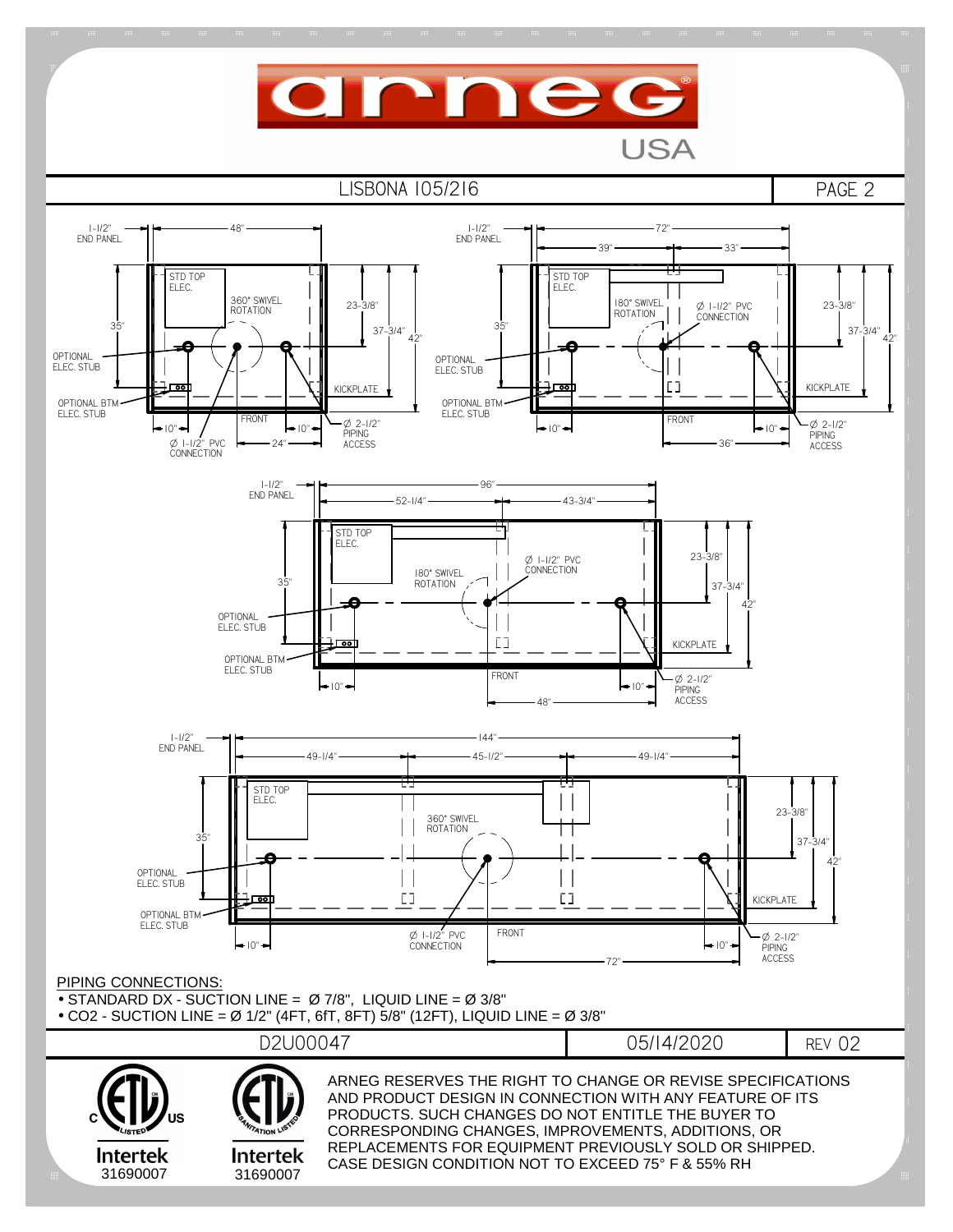# arneg USA

## LISBONA 105/216

PAGE 2

1-1/2" END PANEL — 48" — STD TOP ELEC. — 360° SWIVEL ROTATION — 23-3/8" — 37-3/4" — 42" — 35" — OPTIONAL ELEC. STUB — KICKPLATE — OPTIONAL BTM ELEC. STUB — FRONT — 10" — 10" — Ø 2-1/2" PIPING ACCESS — Ø 1-1/2" PVC CONNECTION — 24"

1-1/2" END PANEL — 72" — 39" — 33" — STD TOP ELEC. — 180° SWIVEL ROTATION — Ø 1-1/2" PVC CONNECTION — 23-3/8" — 37-3/4" — 42" — 35" — OPTIONAL ELEC. STUB — KICKPLATE — OPTIONAL BTM ELEC. STUB — FRONT — 10" — 10" — Ø 2-1/2" PIPING ACCESS — 36"

1-1/2" END PANEL — 96" — 52-1/4" — 43-3/4" — STD TOP ELEC. — Ø 1-1/2" PVC CONNECTION — 180° SWIVEL ROTATION — 23-3/8" — 37-3/4" — 42" — 35" — OPTIONAL ELEC. STUB — KICKPLATE — OPTIONAL BTM ELEC. STUB — FRONT — 10" — 10" — Ø 2-1/2" PIPING ACCESS — 48"

1-1/2" END PANEL — 144" — 49-1/4" — 45-1/2" — 49-1/4" — STD TOP ELEC. — 360° SWIVEL ROTATION — 23-3/8" — 37-3/4" — 42" — 35" — OPTIONAL ELEC. STUB — KICKPLATE — OPTIONAL BTM ELEC. STUB — Ø 1-1/2" PVC CONNECTION — FRONT — 10" — 10" — Ø 2-1/2" PIPING ACCESS — 72"

PIPING CONNECTIONS:

- STANDARD DX - SUCTION LINE = Ø 7/8", LIQUID LINE = Ø 3/8"
- $CO_2$ - SUCTION LINE = Ø 1/2" (4FT, 6fT, 8FT) 5/8" (12FT), LIQUID LINE = Ø 3/8"

| D2U00047 | 05/14/2020 | REV 02 |
|---|---|---|

Intertek 31690007 — Intertek 31690007

ARNEG RESERVES THE RIGHT TO CHANGE OR REVISE SPECIFICATIONS AND PRODUCT DESIGN IN CONNECTION WITH ANY FEATURE OF ITS PRODUCTS. SUCH CHANGES DO NOT ENTITLE THE BUYER TO CORRESPONDING CHANGES, IMPROVEMENTS, ADDITIONS, OR REPLACEMENTS FOR EQUIPMENT PREVIOUSLY SOLD OR SHIPPED. CASE DESIGN CONDITION NOT TO EXCEED 75° F & 55% RH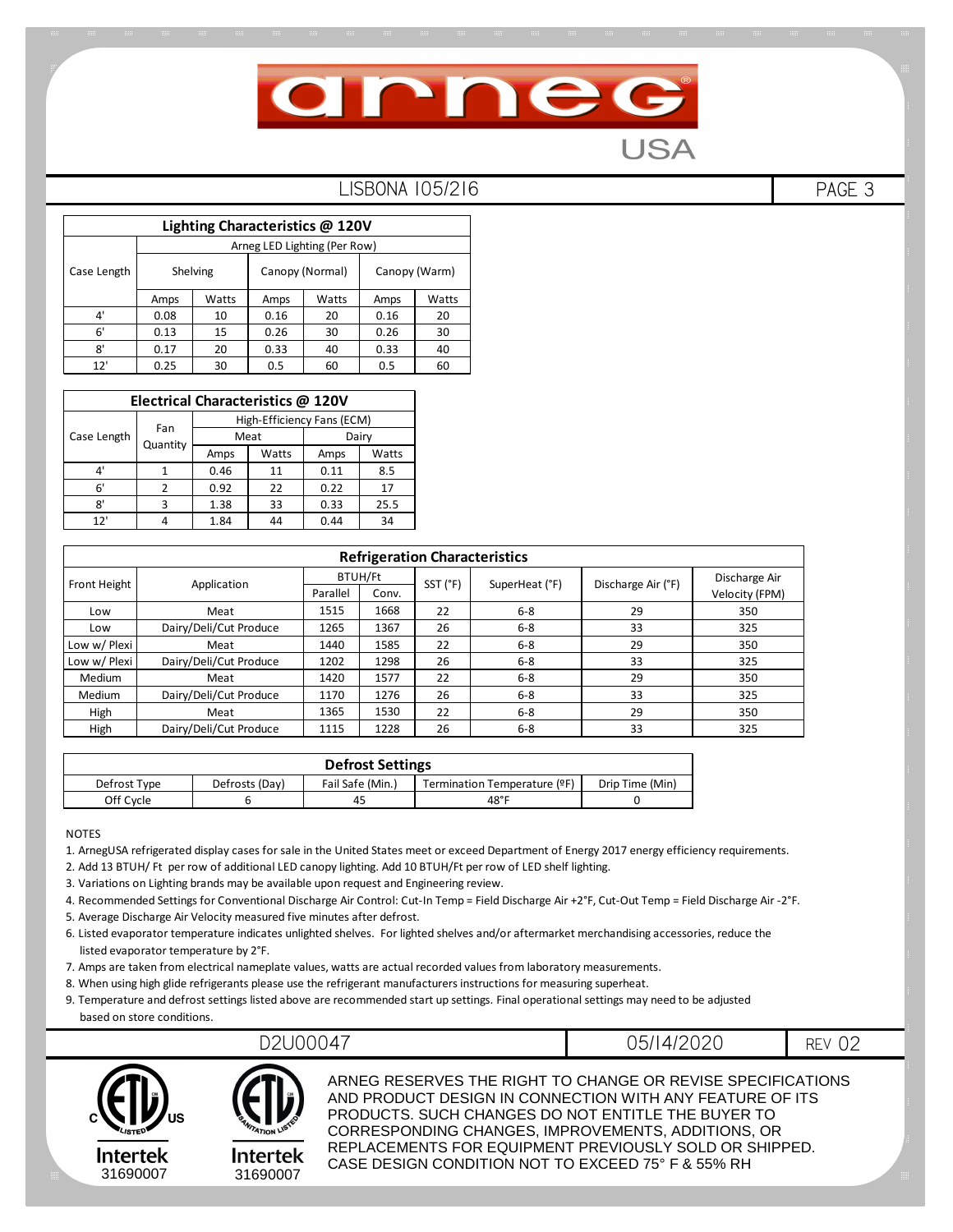# LISBONA 105/216

**Lighting Characteristics @ 120V**

| Case Length | Arneg LED Lighting (Per Row) | | | | | |
|---|---|---|---|---|---|---|
| | Shelving | | Canopy (Normal) | | Canopy (Warm) | |
| | Amps | Watts | Amps | Watts | Amps | Watts |
| 4' | 0.08 | 10 | 0.16 | 20 | 0.16 | 20 |
| 6' | 0.13 | 15 | 0.26 | 30 | 0.26 | 30 |
| 8' | 0.17 | 20 | 0.33 | 40 | 0.33 | 40 |
| 12' | 0.25 | 30 | 0.5 | 60 | 0.5 | 60 |

**Electrical Characteristics @ 120V**

| Case Length | Fan Quantity | High-Efficiency Fans (ECM) | | | |
|---|---|---|---|---|---|
| | | Meat | | Dairy | |
| | | Amps | Watts | Amps | Watts |
| 4' | 1 | 0.46 | 11 | 0.11 | 8.5 |
| 6' | 2 | 0.92 | 22 | 0.22 | 17 |
| 8' | 3 | 1.38 | 33 | 0.33 | 25.5 |
| 12' | 4 | 1.84 | 44 | 0.44 | 34 |

**Refrigeration Characteristics**

| Front Height | Application | BTUH/Ft | | SST (°F) | SuperHeat (°F) | Discharge Air (°F) | Discharge Air Velocity (FPM) |
|---|---|---|---|---|---|---|---|
| | | Parallel | Conv. | | | | |
| Low | Meat | 1515 | 1668 | 22 | 6-8 | 29 | 350 |
| Low | Dairy/Deli/Cut Produce | 1265 | 1367 | 26 | 6-8 | 33 | 325 |
| Low w/ Plexi | Meat | 1440 | 1585 | 22 | 6-8 | 29 | 350 |
| Low w/ Plexi | Dairy/Deli/Cut Produce | 1202 | 1298 | 26 | 6-8 | 33 | 325 |
| Medium | Meat | 1420 | 1577 | 22 | 6-8 | 29 | 350 |
| Medium | Dairy/Deli/Cut Produce | 1170 | 1276 | 26 | 6-8 | 33 | 325 |
| High | Meat | 1365 | 1530 | 22 | 6-8 | 29 | 350 |
| High | Dairy/Deli/Cut Produce | 1115 | 1228 | 26 | 6-8 | 33 | 325 |

**Defrost Settings**

| Defrost Type | Defrosts (Day) | Fail Safe (Min.) | Termination Temperature (ºF) | Drip Time (Min) |
|---|---|---|---|---|
| Off Cycle | 6 | 45 | 48°F | 0 |

NOTES

1. ArnegUSA refrigerated display cases for sale in the United States meet or exceed Department of Energy 2017 energy efficiency requirements.
2. Add 13 BTUH/ Ft per row of additional LED canopy lighting. Add 10 BTUH/Ft per row of LED shelf lighting.
3. Variations on Lighting brands may be available upon request and Engineering review.
4. Recommended Settings for Conventional Discharge Air Control: Cut-In Temp = Field Discharge Air +2°F, Cut-Out Temp = Field Discharge Air -2°F.
5. Average Discharge Air Velocity measured five minutes after defrost.
6. Listed evaporator temperature indicates unlighted shelves. For lighted shelves and/or aftermarket merchandising accessories, reduce the listed evaporator temperature by 2°F.
7. Amps are taken from electrical nameplate values, watts are actual recorded values from laboratory measurements.
8. When using high glide refrigerants please use the refrigerant manufacturers instructions for measuring superheat.
9. Temperature and defrost settings listed above are recommended start up settings. Final operational settings may need to be adjusted based on store conditions.

D2U00047 | 05/14/2020 | REV 02

Intertek 31690007

Intertek 31690007

ARNEG RESERVES THE RIGHT TO CHANGE OR REVISE SPECIFICATIONS AND PRODUCT DESIGN IN CONNECTION WITH ANY FEATURE OF ITS PRODUCTS. SUCH CHANGES DO NOT ENTITLE THE BUYER TO CORRESPONDING CHANGES, IMPROVEMENTS, ADDITIONS, OR REPLACEMENTS FOR EQUIPMENT PREVIOUSLY SOLD OR SHIPPED. CASE DESIGN CONDITION NOT TO EXCEED 75° F & 55% RH